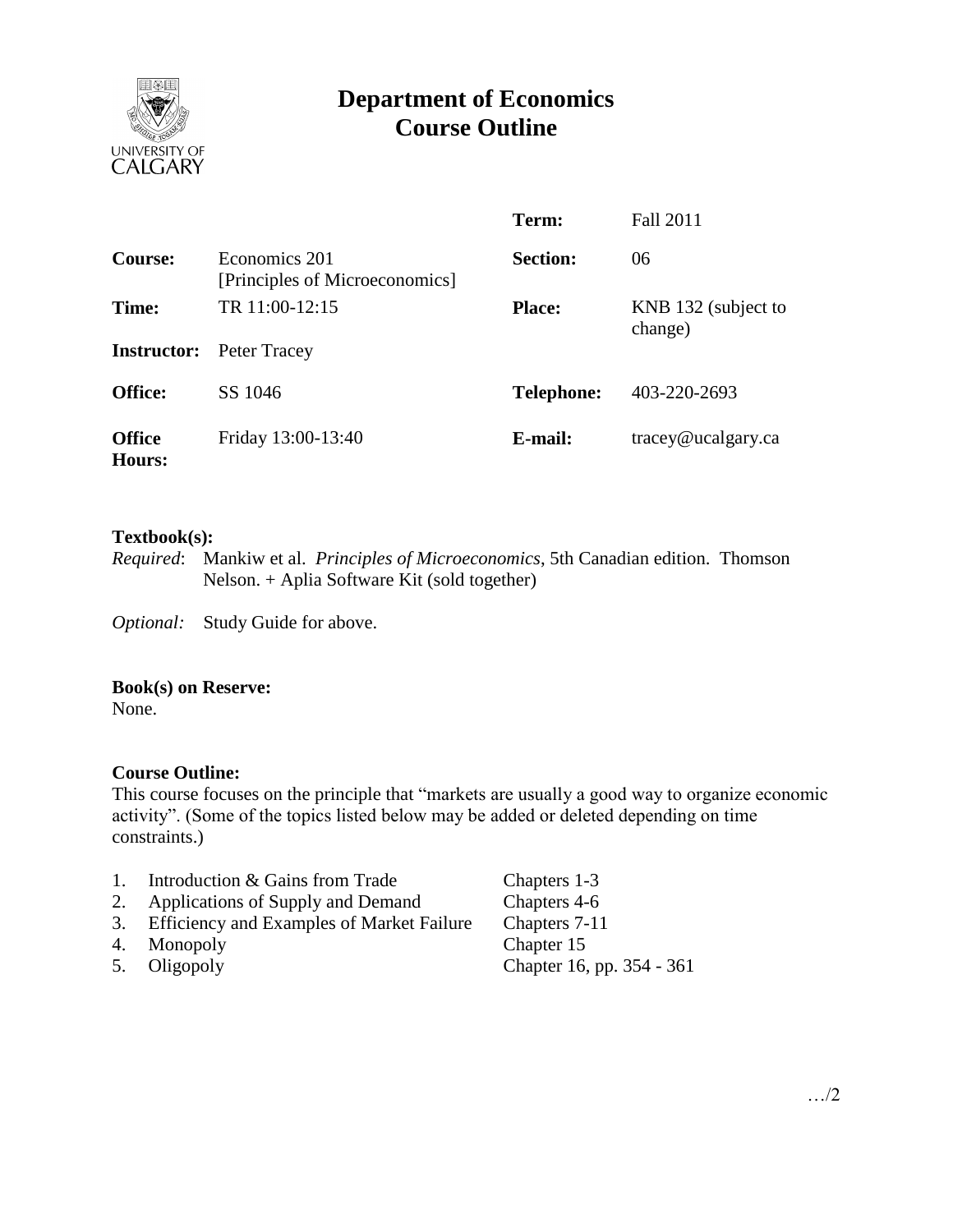# Department of Economics Course Outline

| | | | |
|---|---|---|---|
| | | **Term:** | Fall 2011 |
| **Course:** | Economics 201 [Principles of Microeconomics] | **Section:** | 06 |
| **Time:** | TR 11:00-12:15 | **Place:** | KNB 132 (subject to change) |
| **Instructor:** | Peter Tracey | | |
| **Office:** | SS 1046 | **Telephone:** | 403-220-2693 |
| **Office Hours:** | Friday 13:00-13:40 | **E-mail:** | tracey@ucalgary.ca |

**Textbook(s):**

*Required*: Mankiw et al. *Principles of Microeconomics*, 5th Canadian edition. Thomson Nelson. + Aplia Software Kit (sold together)

*Optional:* Study Guide for above.

**Book(s) on Reserve:**

None.

**Course Outline:**

This course focuses on the principle that "markets are usually a good way to organize economic activity". (Some of the topics listed below may be added or deleted depending on time constraints.)

1. Introduction & Gains from Trade — Chapters 1-3
2. Applications of Supply and Demand — Chapters 4-6
3. Efficiency and Examples of Market Failure — Chapters 7-11
4. Monopoly — Chapter 15
5. Oligopoly — Chapter 16, pp. 354 - 361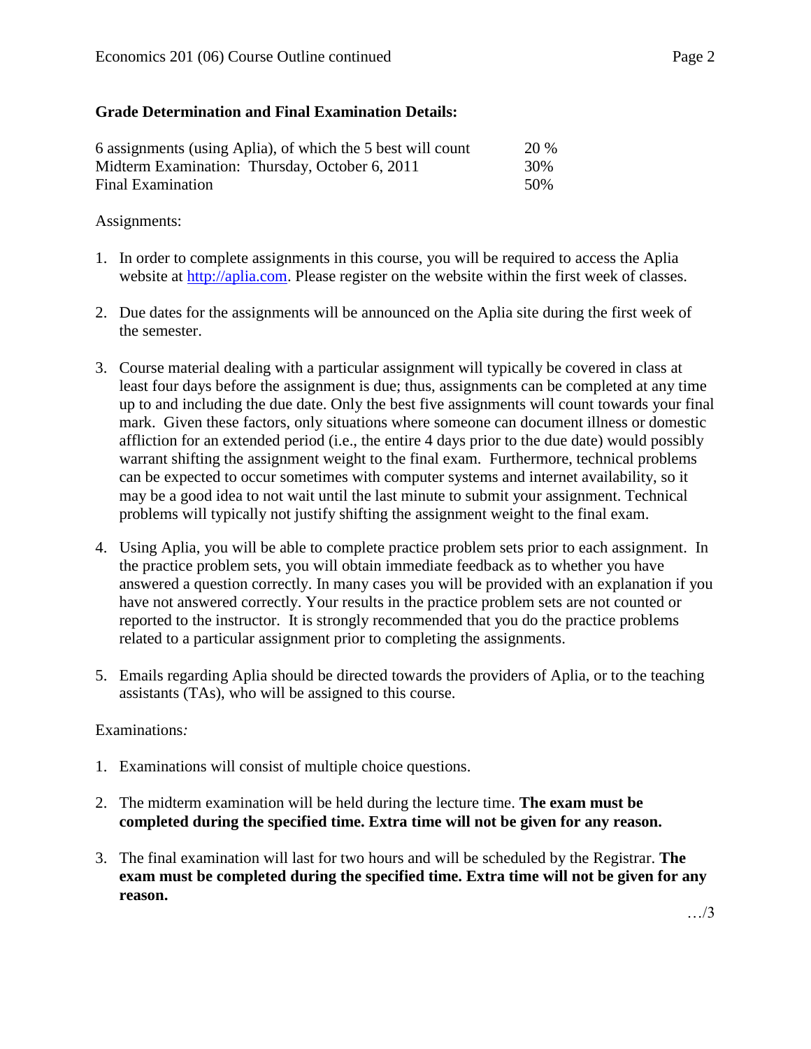## Grade Determination and Final Examination Details:

| | |
|---|---|
| 6 assignments (using Aplia), of which the 5 best will count | 20 % |
| Midterm Examination: Thursday, October 6, 2011 | 30% |
| Final Examination | 50% |

Assignments:

1. In order to complete assignments in this course, you will be required to access the Aplia website at http://aplia.com. Please register on the website within the first week of classes.

2. Due dates for the assignments will be announced on the Aplia site during the first week of the semester.

3. Course material dealing with a particular assignment will typically be covered in class at least four days before the assignment is due; thus, assignments can be completed at any time up to and including the due date. Only the best five assignments will count towards your final mark. Given these factors, only situations where someone can document illness or domestic affliction for an extended period (i.e., the entire 4 days prior to the due date) would possibly warrant shifting the assignment weight to the final exam. Furthermore, technical problems can be expected to occur sometimes with computer systems and internet availability, so it may be a good idea to not wait until the last minute to submit your assignment. Technical problems will typically not justify shifting the assignment weight to the final exam.

4. Using Aplia, you will be able to complete practice problem sets prior to each assignment. In the practice problem sets, you will obtain immediate feedback as to whether you have answered a question correctly. In many cases you will be provided with an explanation if you have not answered correctly. Your results in the practice problem sets are not counted or reported to the instructor. It is strongly recommended that you do the practice problems related to a particular assignment prior to completing the assignments.

5. Emails regarding Aplia should be directed towards the providers of Aplia, or to the teaching assistants (TAs), who will be assigned to this course.

Examinations*:*

1. Examinations will consist of multiple choice questions.

2. The midterm examination will be held during the lecture time. **The exam must be completed during the specified time. Extra time will not be given for any reason.**

3. The final examination will last for two hours and will be scheduled by the Registrar. **The exam must be completed during the specified time. Extra time will not be given for any reason.**

…/3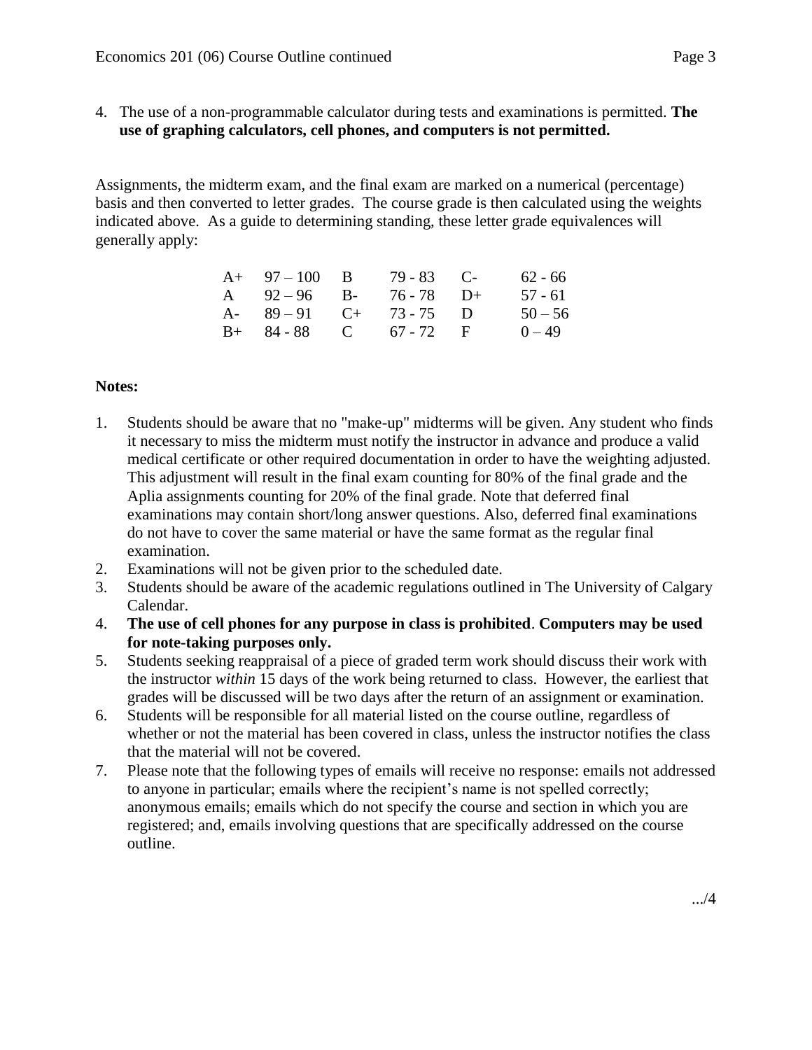4. The use of a non-programmable calculator during tests and examinations is permitted. **The use of graphing calculators, cell phones, and computers is not permitted.**

Assignments, the midterm exam, and the final exam are marked on a numerical (percentage) basis and then converted to letter grades. The course grade is then calculated using the weights indicated above. As a guide to determining standing, these letter grade equivalences will generally apply:

| | | | | | |
|---|---|---|---|---|---|
| A+ | 97 – 100 | B | 79 - 83 | C- | 62 - 66 |
| A | 92 – 96 | B- | 76 - 78 | D+ | 57 - 61 |
| A- | 89 – 91 | C+ | 73 - 75 | D | 50 – 56 |
| B+ | 84 - 88 | C | 67 - 72 | F | 0 – 49 |

**Notes:**

1. Students should be aware that no "make-up" midterms will be given. Any student who finds it necessary to miss the midterm must notify the instructor in advance and produce a valid medical certificate or other required documentation in order to have the weighting adjusted. This adjustment will result in the final exam counting for 80% of the final grade and the Aplia assignments counting for 20% of the final grade. Note that deferred final examinations may contain short/long answer questions. Also, deferred final examinations do not have to cover the same material or have the same format as the regular final examination.
2. Examinations will not be given prior to the scheduled date.
3. Students should be aware of the academic regulations outlined in The University of Calgary Calendar.
4. **The use of cell phones for any purpose in class is prohibited**. **Computers may be used for note-taking purposes only.**
5. Students seeking reappraisal of a piece of graded term work should discuss their work with the instructor *within* 15 days of the work being returned to class. However, the earliest that grades will be discussed will be two days after the return of an assignment or examination.
6. Students will be responsible for all material listed on the course outline, regardless of whether or not the material has been covered in class, unless the instructor notifies the class that the material will not be covered.
7. Please note that the following types of emails will receive no response: emails not addressed to anyone in particular; emails where the recipient's name is not spelled correctly; anonymous emails; emails which do not specify the course and section in which you are registered; and, emails involving questions that are specifically addressed on the course outline.

.../4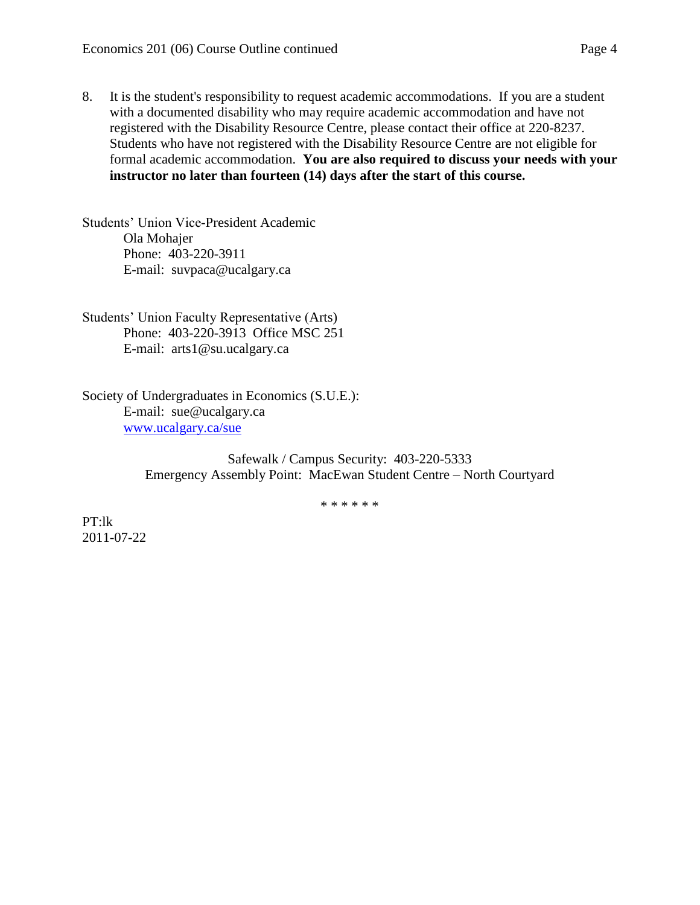8. It is the student's responsibility to request academic accommodations. If you are a student with a documented disability who may require academic accommodation and have not registered with the Disability Resource Centre, please contact their office at 220-8237. Students who have not registered with the Disability Resource Centre are not eligible for formal academic accommodation. **You are also required to discuss your needs with your instructor no later than fourteen (14) days after the start of this course.**

Students' Union Vice-President Academic
Ola Mohajer
Phone: 403-220-3911
E-mail: suvpaca@ucalgary.ca

Students' Union Faculty Representative (Arts)
Phone: 403-220-3913 Office MSC 251
E-mail: arts1@su.ucalgary.ca

Society of Undergraduates in Economics (S.U.E.):
E-mail: sue@ucalgary.ca
www.ucalgary.ca/sue

Safewalk / Campus Security: 403-220-5333
Emergency Assembly Point: MacEwan Student Centre – North Courtyard

\* \* \* \* \* \*

PT:lk
2011-07-22